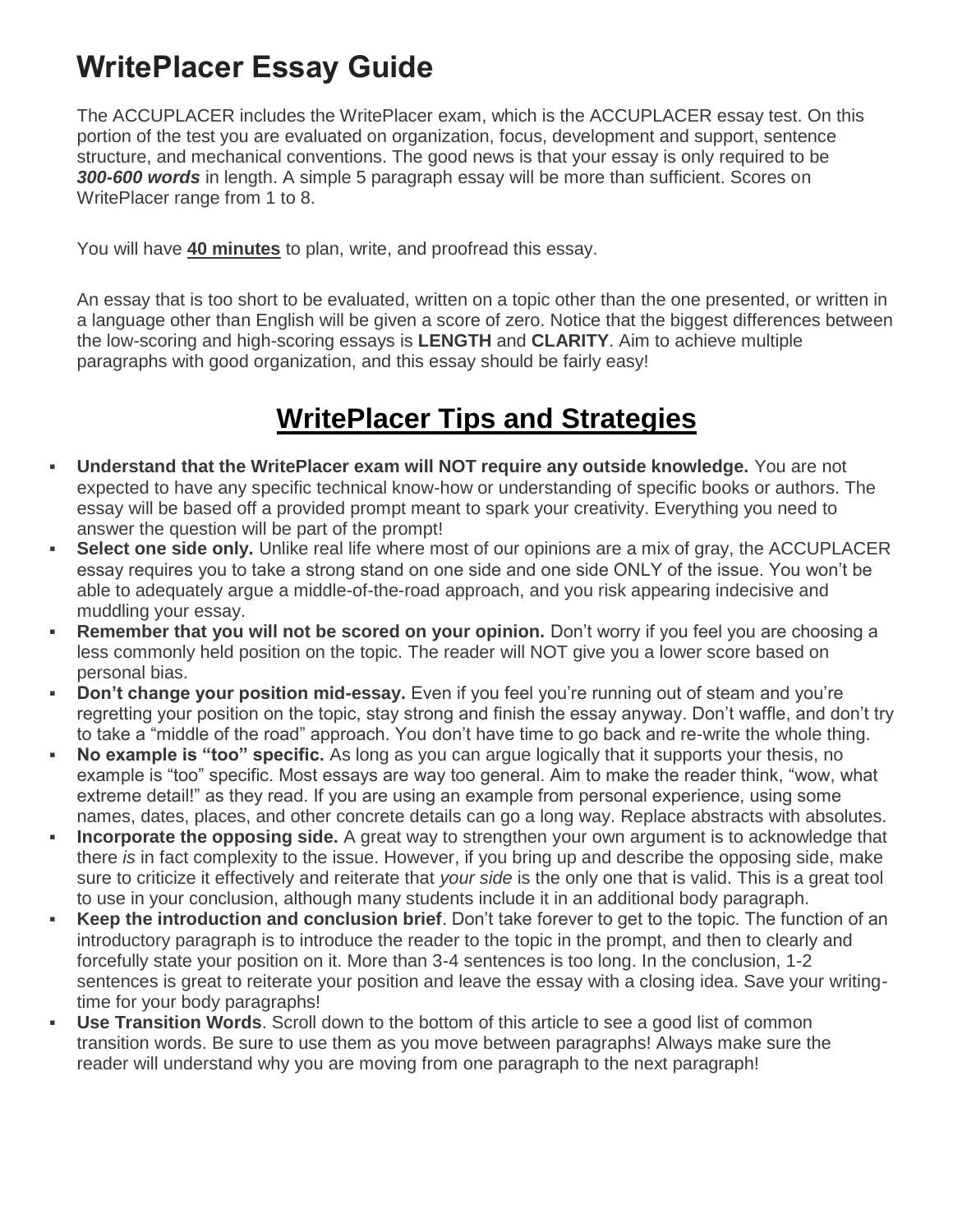# WritePlacer Essay Guide

The ACCUPLACER includes the WritePlacer exam, which is the ACCUPLACER essay test. On this portion of the test you are evaluated on organization, focus, development and support, sentence structure, and mechanical conventions. The good news is that your essay is only required to be ***300-600 words*** in length. A simple 5 paragraph essay will be more than sufficient. Scores on WritePlacer range from 1 to 8.

You will have **40 minutes** to plan, write, and proofread this essay.

An essay that is too short to be evaluated, written on a topic other than the one presented, or written in a language other than English will be given a score of zero. Notice that the biggest differences between the low-scoring and high-scoring essays is **LENGTH** and **CLARITY**. Aim to achieve multiple paragraphs with good organization, and this essay should be fairly easy!

## WritePlacer Tips and Strategies

- **Understand that the WritePlacer exam will NOT require any outside knowledge.** You are not expected to have any specific technical know-how or understanding of specific books or authors. The essay will be based off a provided prompt meant to spark your creativity. Everything you need to answer the question will be part of the prompt!
- **Select one side only.** Unlike real life where most of our opinions are a mix of gray, the ACCUPLACER essay requires you to take a strong stand on one side and one side ONLY of the issue. You won't be able to adequately argue a middle-of-the-road approach, and you risk appearing indecisive and muddling your essay.
- **Remember that you will not be scored on your opinion.** Don't worry if you feel you are choosing a less commonly held position on the topic. The reader will NOT give you a lower score based on personal bias.
- **Don't change your position mid-essay.** Even if you feel you're running out of steam and you're regretting your position on the topic, stay strong and finish the essay anyway. Don't waffle, and don't try to take a "middle of the road" approach. You don't have time to go back and re-write the whole thing.
- **No example is "too" specific.** As long as you can argue logically that it supports your thesis, no example is "too" specific. Most essays are way too general. Aim to make the reader think, "wow, what extreme detail!" as they read. If you are using an example from personal experience, using some names, dates, places, and other concrete details can go a long way. Replace abstracts with absolutes.
- **Incorporate the opposing side.** A great way to strengthen your own argument is to acknowledge that there *is* in fact complexity to the issue. However, if you bring up and describe the opposing side, make sure to criticize it effectively and reiterate that *your side* is the only one that is valid. This is a great tool to use in your conclusion, although many students include it in an additional body paragraph.
- **Keep the introduction and conclusion brief**. Don't take forever to get to the topic. The function of an introductory paragraph is to introduce the reader to the topic in the prompt, and then to clearly and forcefully state your position on it. More than 3-4 sentences is too long. In the conclusion, 1-2 sentences is great to reiterate your position and leave the essay with a closing idea. Save your writing-time for your body paragraphs!
- **Use Transition Words**. Scroll down to the bottom of this article to see a good list of common transition words. Be sure to use them as you move between paragraphs! Always make sure the reader will understand why you are moving from one paragraph to the next paragraph!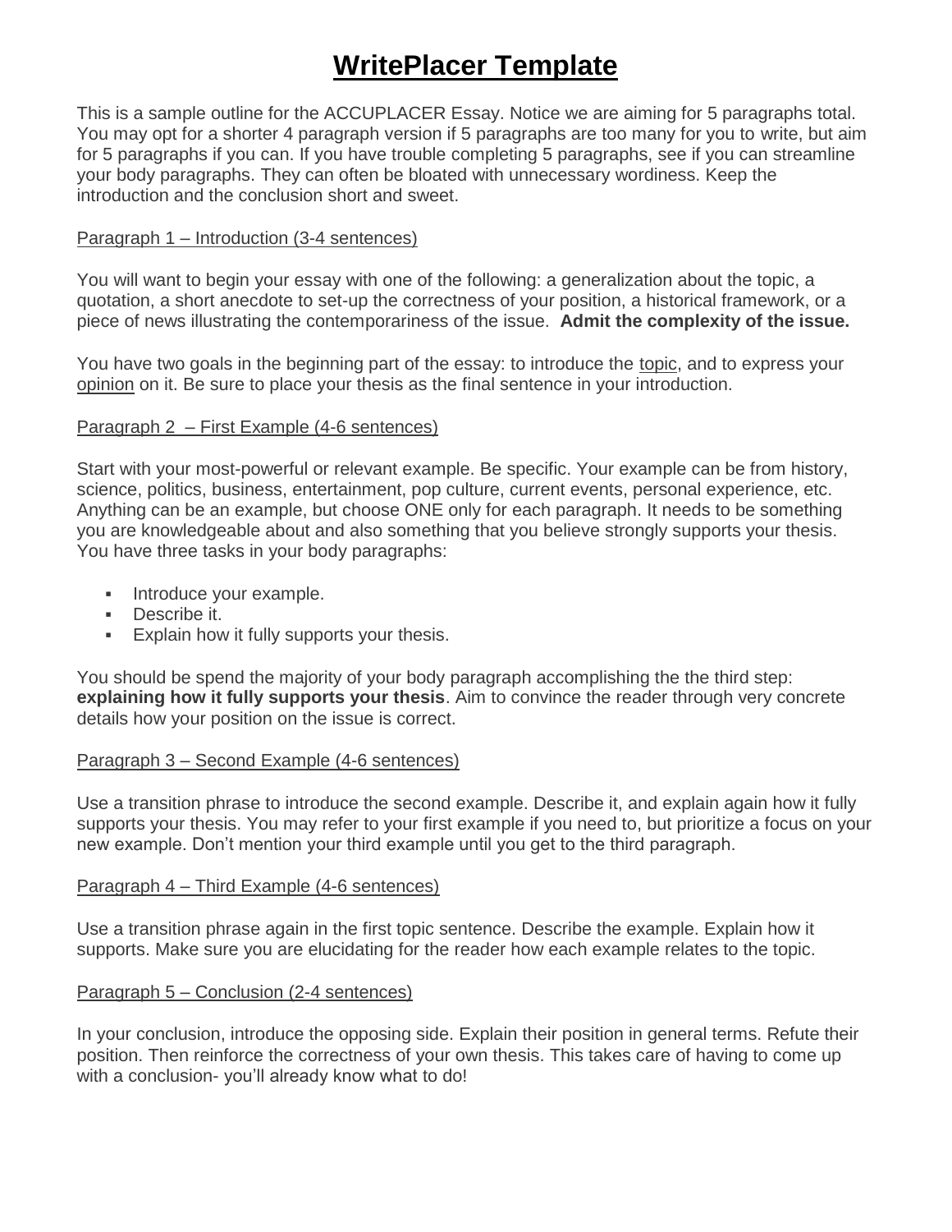# WritePlacer Template

This is a sample outline for the ACCUPLACER Essay. Notice we are aiming for 5 paragraphs total. You may opt for a shorter 4 paragraph version if 5 paragraphs are too many for you to write, but aim for 5 paragraphs if you can. If you have trouble completing 5 paragraphs, see if you can streamline your body paragraphs. They can often be bloated with unnecessary wordiness. Keep the introduction and the conclusion short and sweet.

<u>Paragraph 1 – Introduction (3-4 sentences)</u>

You will want to begin your essay with one of the following: a generalization about the topic, a quotation, a short anecdote to set-up the correctness of your position, a historical framework, or a piece of news illustrating the contemporariness of the issue. **Admit the complexity of the issue.**

You have two goals in the beginning part of the essay: to introduce the <u>topic</u>, and to express your <u>opinion</u> on it. Be sure to place your thesis as the final sentence in your introduction.

<u>Paragraph 2 – First Example (4-6 sentences)</u>

Start with your most-powerful or relevant example. Be specific. Your example can be from history, science, politics, business, entertainment, pop culture, current events, personal experience, etc. Anything can be an example, but choose ONE only for each paragraph. It needs to be something you are knowledgeable about and also something that you believe strongly supports your thesis. You have three tasks in your body paragraphs:

- Introduce your example.
- Describe it.
- Explain how it fully supports your thesis.

You should be spend the majority of your body paragraph accomplishing the the third step: **explaining how it fully supports your thesis**. Aim to convince the reader through very concrete details how your position on the issue is correct.

<u>Paragraph 3 – Second Example (4-6 sentences)</u>

Use a transition phrase to introduce the second example. Describe it, and explain again how it fully supports your thesis. You may refer to your first example if you need to, but prioritize a focus on your new example. Don't mention your third example until you get to the third paragraph.

<u>Paragraph 4 – Third Example (4-6 sentences)</u>

Use a transition phrase again in the first topic sentence. Describe the example. Explain how it supports. Make sure you are elucidating for the reader how each example relates to the topic.

<u>Paragraph 5 – Conclusion (2-4 sentences)</u>

In your conclusion, introduce the opposing side. Explain their position in general terms. Refute their position. Then reinforce the correctness of your own thesis. This takes care of having to come up with a conclusion- you'll already know what to do!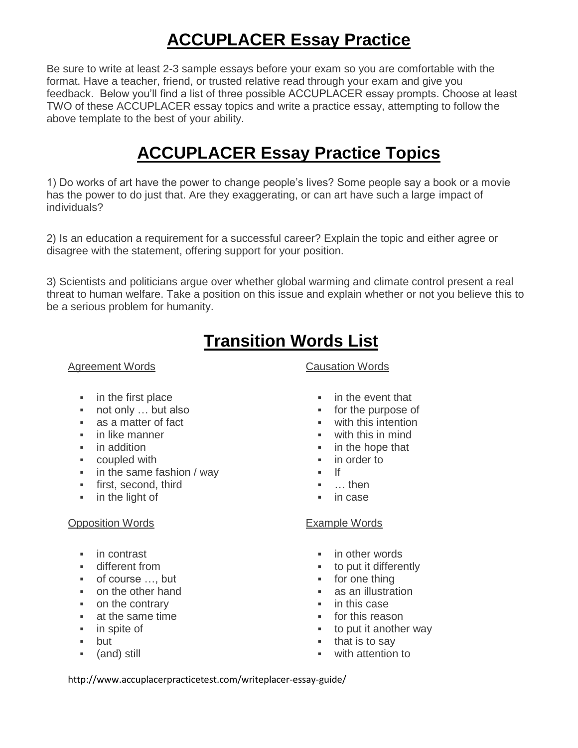# ACCUPLACER Essay Practice

Be sure to write at least 2-3 sample essays before your exam so you are comfortable with the format. Have a teacher, friend, or trusted relative read through your exam and give you feedback. Below you'll find a list of three possible ACCUPLACER essay prompts. Choose at least TWO of these ACCUPLACER essay topics and write a practice essay, attempting to follow the above template to the best of your ability.

# ACCUPLACER Essay Practice Topics

1) Do works of art have the power to change people's lives? Some people say a book or a movie has the power to do just that. Are they exaggerating, or can art have such a large impact of individuals?

2) Is an education a requirement for a successful career? Explain the topic and either agree or disagree with the statement, offering support for your position.

3) Scientists and politicians argue over whether global warming and climate control present a real threat to human welfare. Take a position on this issue and explain whether or not you believe this to be a serious problem for humanity.

# Transition Words List

Agreement Words

- in the first place
- not only … but also
- as a matter of fact
- in like manner
- in addition
- coupled with
- in the same fashion / way
- first, second, third
- in the light of

Opposition Words

- in contrast
- different from
- of course …, but
- on the other hand
- on the contrary
- at the same time
- in spite of
- but
- (and) still

Causation Words

- in the event that
- for the purpose of
- with this intention
- with this in mind
- in the hope that
- in order to
- If
- … then
- in case

Example Words

- in other words
- to put it differently
- for one thing
- as an illustration
- in this case
- for this reason
- to put it another way
- that is to say
- with attention to

http://www.accuplacerpracticetest.com/writeplacer-essay-guide/